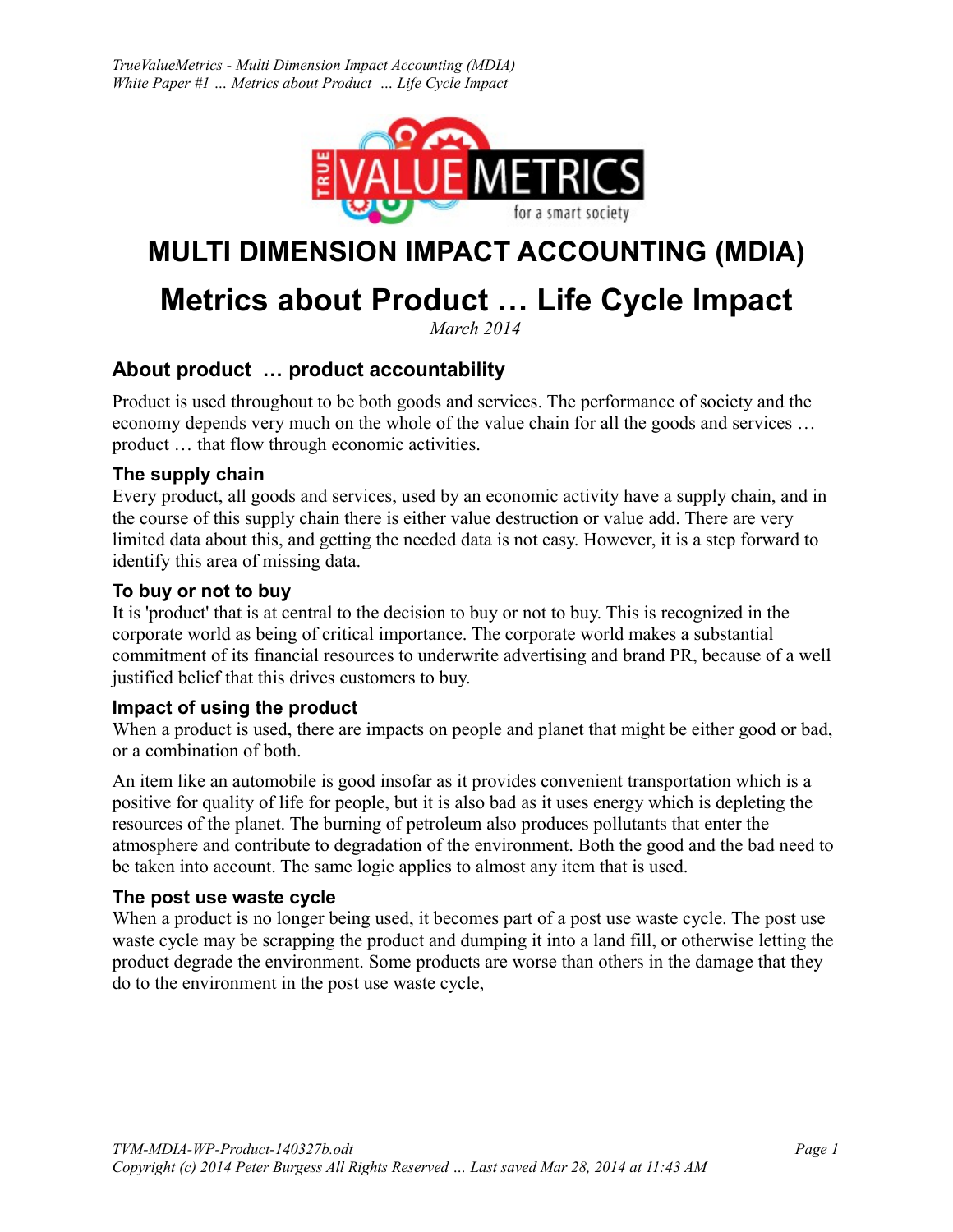## MULTI DIMENSION IMPACT ACCOUNTING (MDIA)

# Metrics about Product … Life Cycle Impact

*March 2014*

## About product … product accountability

Product is used throughout to be both goods and services. The performance of society and the economy depends very much on the whole of the value chain for all the goods and services … product … that flow through economic activities.

### The supply chain

Every product, all goods and services, used by an economic activity have a supply chain, and in the course of this supply chain there is either value destruction or value add. There are very limited data about this, and getting the needed data is not easy. However, it is a step forward to identify this area of missing data.

### To buy or not to buy

It is 'product' that is at central to the decision to buy or not to buy. This is recognized in the corporate world as being of critical importance. The corporate world makes a substantial commitment of its financial resources to underwrite advertising and brand PR, because of a well justified belief that this drives customers to buy.

### Impact of using the product

When a product is used, there are impacts on people and planet that might be either good or bad, or a combination of both.

An item like an automobile is good insofar as it provides convenient transportation which is a positive for quality of life for people, but it is also bad as it uses energy which is depleting the resources of the planet. The burning of petroleum also produces pollutants that enter the atmosphere and contribute to degradation of the environment. Both the good and the bad need to be taken into account. The same logic applies to almost any item that is used.

### The post use waste cycle

When a product is no longer being used, it becomes part of a post use waste cycle. The post use waste cycle may be scrapping the product and dumping it into a land fill, or otherwise letting the product degrade the environment. Some products are worse than others in the damage that they do to the environment in the post use waste cycle,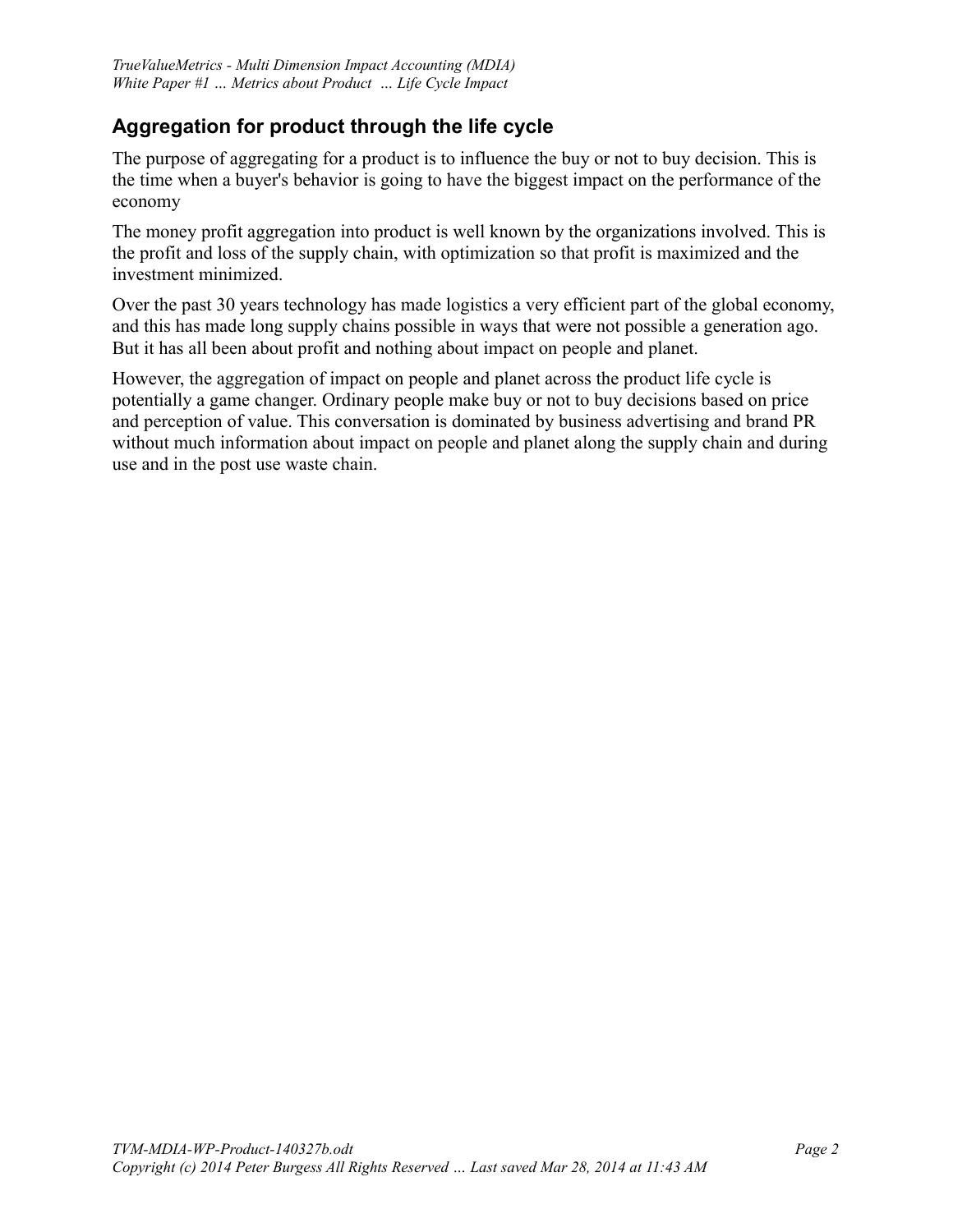## Aggregation for product through the life cycle

The purpose of aggregating for a product is to influence the buy or not to buy decision. This is the time when a buyer's behavior is going to have the biggest impact on the performance of the economy

The money profit aggregation into product is well known by the organizations involved. This is the profit and loss of the supply chain, with optimization so that profit is maximized and the investment minimized.

Over the past 30 years technology has made logistics a very efficient part of the global economy, and this has made long supply chains possible in ways that were not possible a generation ago. But it has all been about profit and nothing about impact on people and planet.

However, the aggregation of impact on people and planet across the product life cycle is potentially a game changer. Ordinary people make buy or not to buy decisions based on price and perception of value. This conversation is dominated by business advertising and brand PR without much information about impact on people and planet along the supply chain and during use and in the post use waste chain.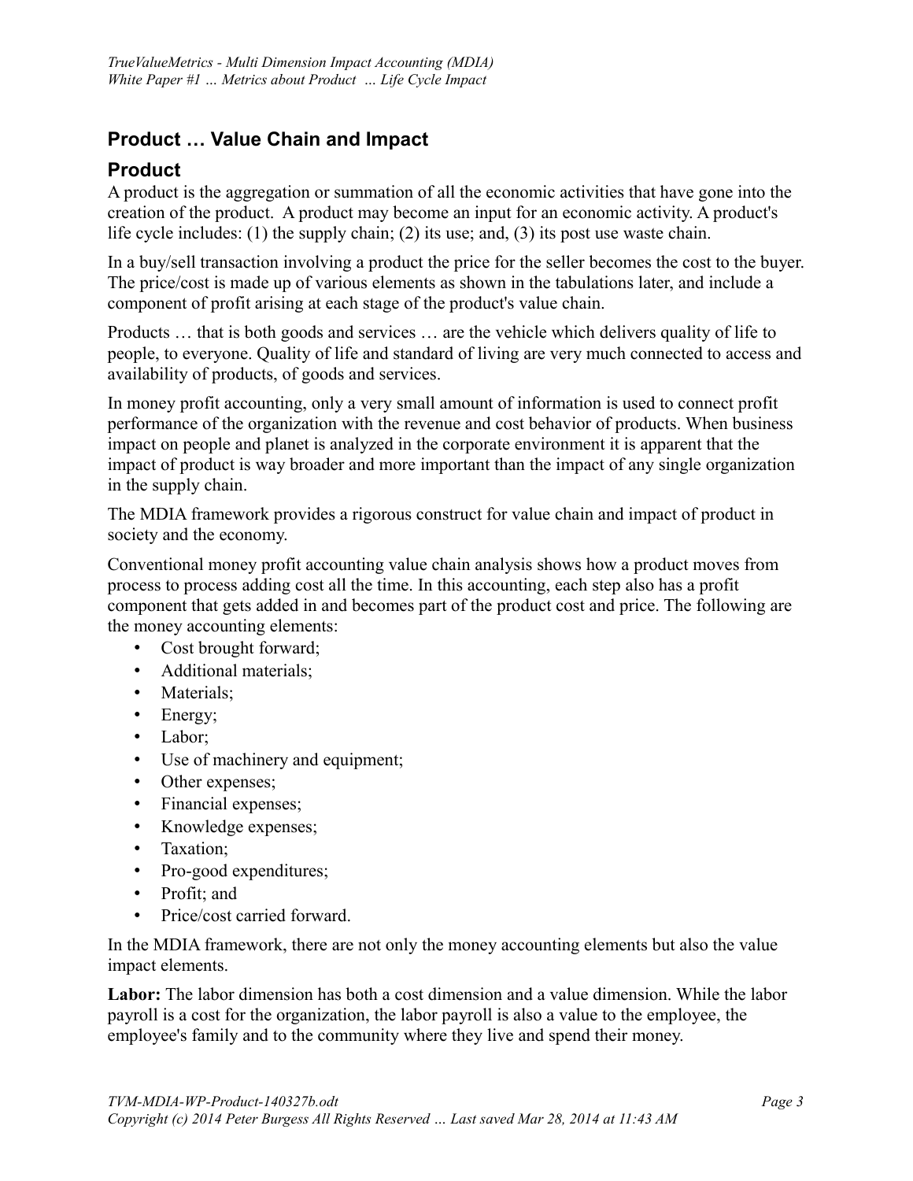## Product … Value Chain and Impact

### Product

A product is the aggregation or summation of all the economic activities that have gone into the creation of the product. A product may become an input for an economic activity. A product's life cycle includes: (1) the supply chain; (2) its use; and, (3) its post use waste chain.

In a buy/sell transaction involving a product the price for the seller becomes the cost to the buyer. The price/cost is made up of various elements as shown in the tabulations later, and include a component of profit arising at each stage of the product's value chain.

Products … that is both goods and services … are the vehicle which delivers quality of life to people, to everyone. Quality of life and standard of living are very much connected to access and availability of products, of goods and services.

In money profit accounting, only a very small amount of information is used to connect profit performance of the organization with the revenue and cost behavior of products. When business impact on people and planet is analyzed in the corporate environment it is apparent that the impact of product is way broader and more important than the impact of any single organization in the supply chain.

The MDIA framework provides a rigorous construct for value chain and impact of product in society and the economy.

Conventional money profit accounting value chain analysis shows how a product moves from process to process adding cost all the time. In this accounting, each step also has a profit component that gets added in and becomes part of the product cost and price. The following are the money accounting elements:

- Cost brought forward;
- Additional materials;
- Materials;
- Energy;
- Labor;
- Use of machinery and equipment;
- Other expenses;
- Financial expenses;
- Knowledge expenses;
- Taxation;
- Pro-good expenditures;
- Profit; and
- Price/cost carried forward.

In the MDIA framework, there are not only the money accounting elements but also the value impact elements.

**Labor:** The labor dimension has both a cost dimension and a value dimension. While the labor payroll is a cost for the organization, the labor payroll is also a value to the employee, the employee's family and to the community where they live and spend their money.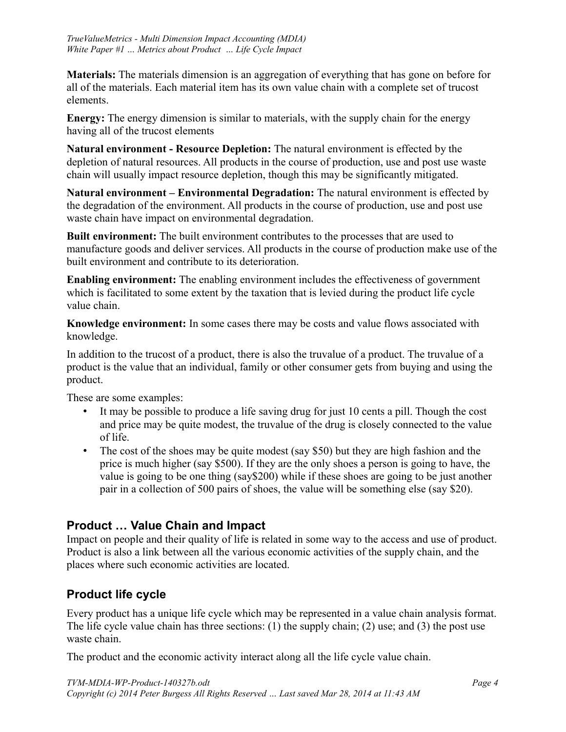**Materials:** The materials dimension is an aggregation of everything that has gone on before for all of the materials. Each material item has its own value chain with a complete set of trucost elements.

**Energy:** The energy dimension is similar to materials, with the supply chain for the energy having all of the trucost elements

**Natural environment - Resource Depletion:** The natural environment is effected by the depletion of natural resources. All products in the course of production, use and post use waste chain will usually impact resource depletion, though this may be significantly mitigated.

**Natural environment – Environmental Degradation:** The natural environment is effected by the degradation of the environment. All products in the course of production, use and post use waste chain have impact on environmental degradation.

**Built environment:** The built environment contributes to the processes that are used to manufacture goods and deliver services. All products in the course of production make use of the built environment and contribute to its deterioration.

**Enabling environment:** The enabling environment includes the effectiveness of government which is facilitated to some extent by the taxation that is levied during the product life cycle value chain.

**Knowledge environment:** In some cases there may be costs and value flows associated with knowledge.

In addition to the trucost of a product, there is also the truvalue of a product. The truvalue of a product is the value that an individual, family or other consumer gets from buying and using the product.

These are some examples:

- It may be possible to produce a life saving drug for just 10 cents a pill. Though the cost and price may be quite modest, the truvalue of the drug is closely connected to the value of life.
- The cost of the shoes may be quite modest (say $50) but they are high fashion and the price is much higher (say $500). If they are the only shoes a person is going to have, the value is going to be one thing (say$200) while if these shoes are going to be just another pair in a collection of 500 pairs of shoes, the value will be something else (say $20).

## Product … Value Chain and Impact

Impact on people and their quality of life is related in some way to the access and use of product. Product is also a link between all the various economic activities of the supply chain, and the places where such economic activities are located.

## Product life cycle

Every product has a unique life cycle which may be represented in a value chain analysis format. The life cycle value chain has three sections: (1) the supply chain; (2) use; and (3) the post use waste chain.

The product and the economic activity interact along all the life cycle value chain.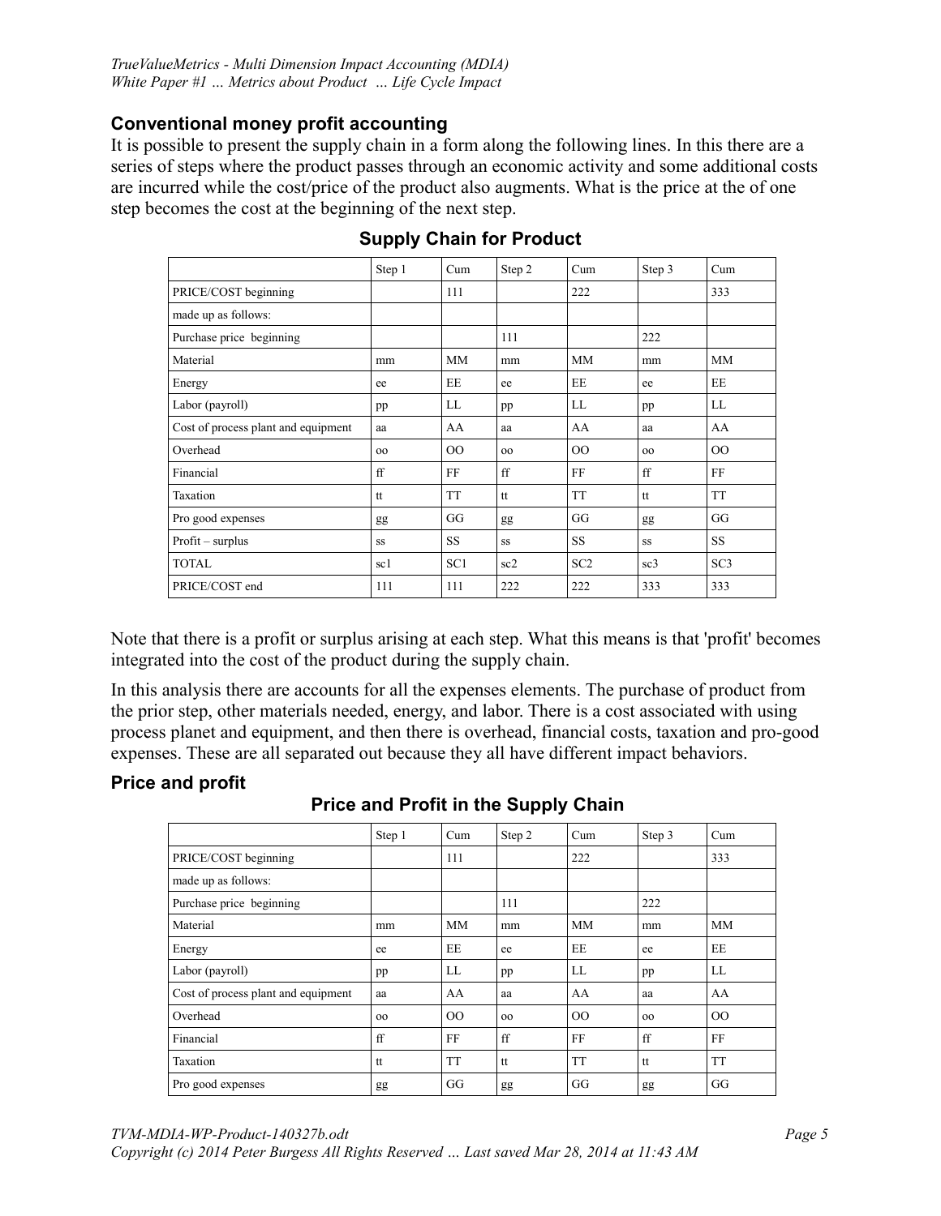## Conventional money profit accounting

It is possible to present the supply chain in a form along the following lines. In this there are a series of steps where the product passes through an economic activity and some additional costs are incurred while the cost/price of the product also augments. What is the price at the of one step becomes the cost at the beginning of the next step.

### Supply Chain for Product

| | Step 1 | Cum | Step 2 | Cum | Step 3 | Cum |
|---|---|---|---|---|---|---|
| PRICE/COST beginning | | 111 | | 222 | | 333 |
| made up as follows: | | | | | | |
| Purchase price beginning | | | 111 | | 222 | |
| Material | mm | MM | mm | MM | mm | MM |
| Energy | ee | EE | ee | EE | ee | EE |
| Labor (payroll) | pp | LL | pp | LL | pp | LL |
| Cost of process plant and equipment | aa | AA | aa | AA | aa | AA |
| Overhead | oo | OO | oo | OO | oo | OO |
| Financial | ff | FF | ff | FF | ff | FF |
| Taxation | tt | TT | tt | TT | tt | TT |
| Pro good expenses | gg | GG | gg | GG | gg | GG |
| Profit – surplus | ss | SS | ss | SS | ss | SS |
| TOTAL | sc1 | SC1 | sc2 | SC2 | sc3 | SC3 |
| PRICE/COST end | 111 | 111 | 222 | 222 | 333 | 333 |

Note that there is a profit or surplus arising at each step. What this means is that 'profit' becomes integrated into the cost of the product during the supply chain.

In this analysis there are accounts for all the expenses elements. The purchase of product from the prior step, other materials needed, energy, and labor. There is a cost associated with using process planet and equipment, and then there is overhead, financial costs, taxation and pro-good expenses. These are all separated out because they all have different impact behaviors.

## Price and profit

### Price and Profit in the Supply Chain

| | Step 1 | Cum | Step 2 | Cum | Step 3 | Cum |
|---|---|---|---|---|---|---|
| PRICE/COST beginning | | 111 | | 222 | | 333 |
| made up as follows: | | | | | | |
| Purchase price beginning | | | 111 | | 222 | |
| Material | mm | MM | mm | MM | mm | MM |
| Energy | ee | EE | ee | EE | ee | EE |
| Labor (payroll) | pp | LL | pp | LL | pp | LL |
| Cost of process plant and equipment | aa | AA | aa | AA | aa | AA |
| Overhead | oo | OO | oo | OO | oo | OO |
| Financial | ff | FF | ff | FF | ff | FF |
| Taxation | tt | TT | tt | TT | tt | TT |
| Pro good expenses | gg | GG | gg | GG | gg | GG |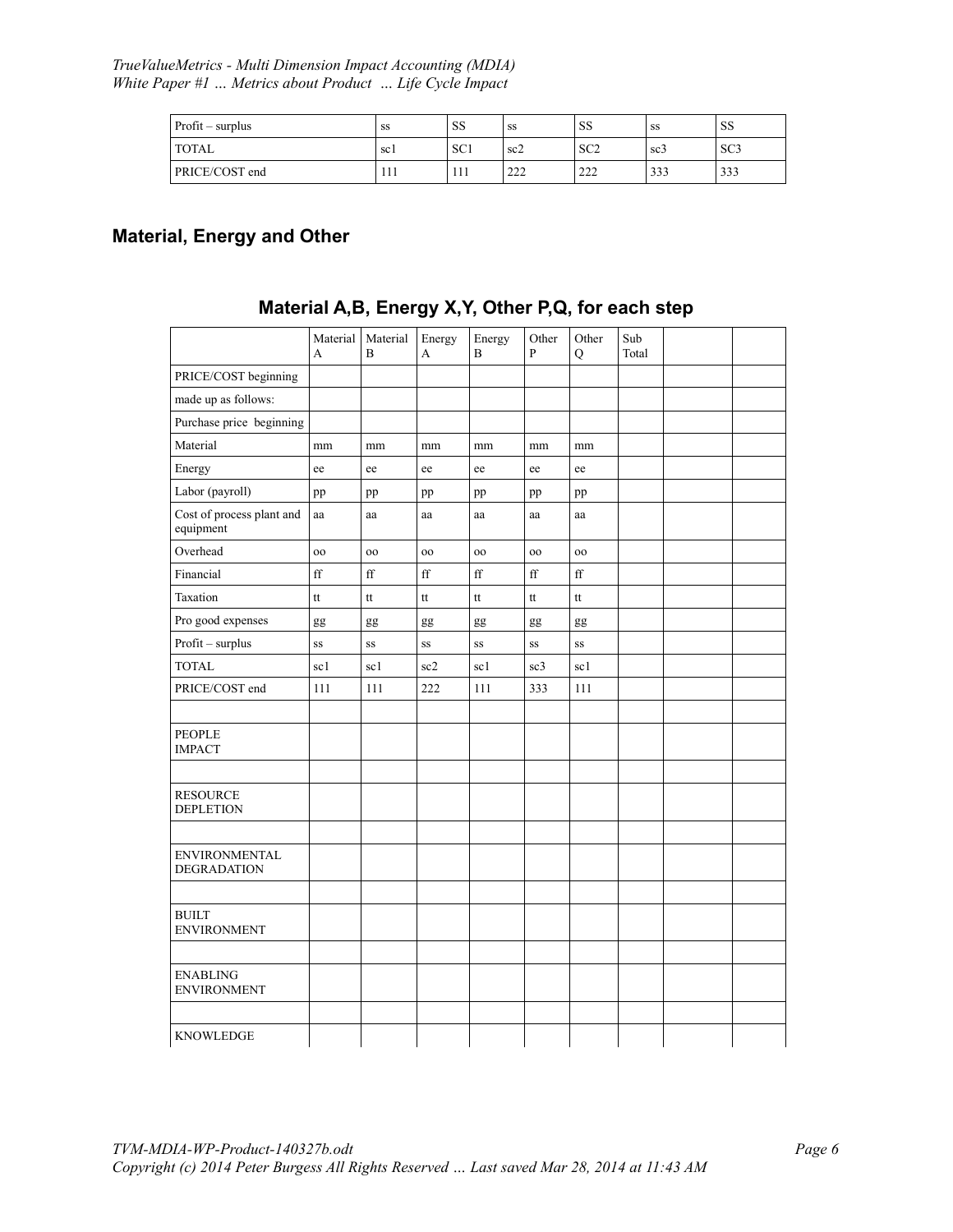| | | | | | | |
|---|---|---|---|---|---|---|
| Profit – surplus | ss | SS | ss | SS | ss | SS |
| TOTAL | sc1 | SC1 | sc2 | SC2 | sc3 | SC3 |
| PRICE/COST end | 111 | 111 | 222 | 222 | 333 | 333 |

## Material, Energy and Other

### Material A,B, Energy X,Y, Other P,Q, for each step

| | Material A | Material B | Energy A | Energy B | Other P | Other Q | Sub Total | | |
|---|---|---|---|---|---|---|---|---|---|
| PRICE/COST beginning | | | | | | | | | |
| made up as follows: | | | | | | | | | |
| Purchase price beginning | | | | | | | | | |
| Material | mm | mm | mm | mm | mm | mm | | | |
| Energy | ee | ee | ee | ee | ee | ee | | | |
| Labor (payroll) | pp | pp | pp | pp | pp | pp | | | |
| Cost of process plant and equipment | aa | aa | aa | aa | aa | aa | | | |
| Overhead | oo | oo | oo | oo | oo | oo | | | |
| Financial | ff | ff | ff | ff | ff | ff | | | |
| Taxation | tt | tt | tt | tt | tt | tt | | | |
| Pro good expenses | gg | gg | gg | gg | gg | gg | | | |
| Profit – surplus | ss | ss | ss | ss | ss | ss | | | |
| TOTAL | sc1 | sc1 | sc2 | sc1 | sc3 | sc1 | | | |
| PRICE/COST end | 111 | 111 | 222 | 111 | 333 | 111 | | | |
| | | | | | | | | | |
| PEOPLE IMPACT | | | | | | | | | |
| | | | | | | | | | |
| RESOURCE DEPLETION | | | | | | | | | |
| | | | | | | | | | |
| ENVIRONMENTAL DEGRADATION | | | | | | | | | |
| | | | | | | | | | |
| BUILT ENVIRONMENT | | | | | | | | | |
| | | | | | | | | | |
| ENABLING ENVIRONMENT | | | | | | | | | |
| | | | | | | | | | |
| KNOWLEDGE | | | | | | | | | |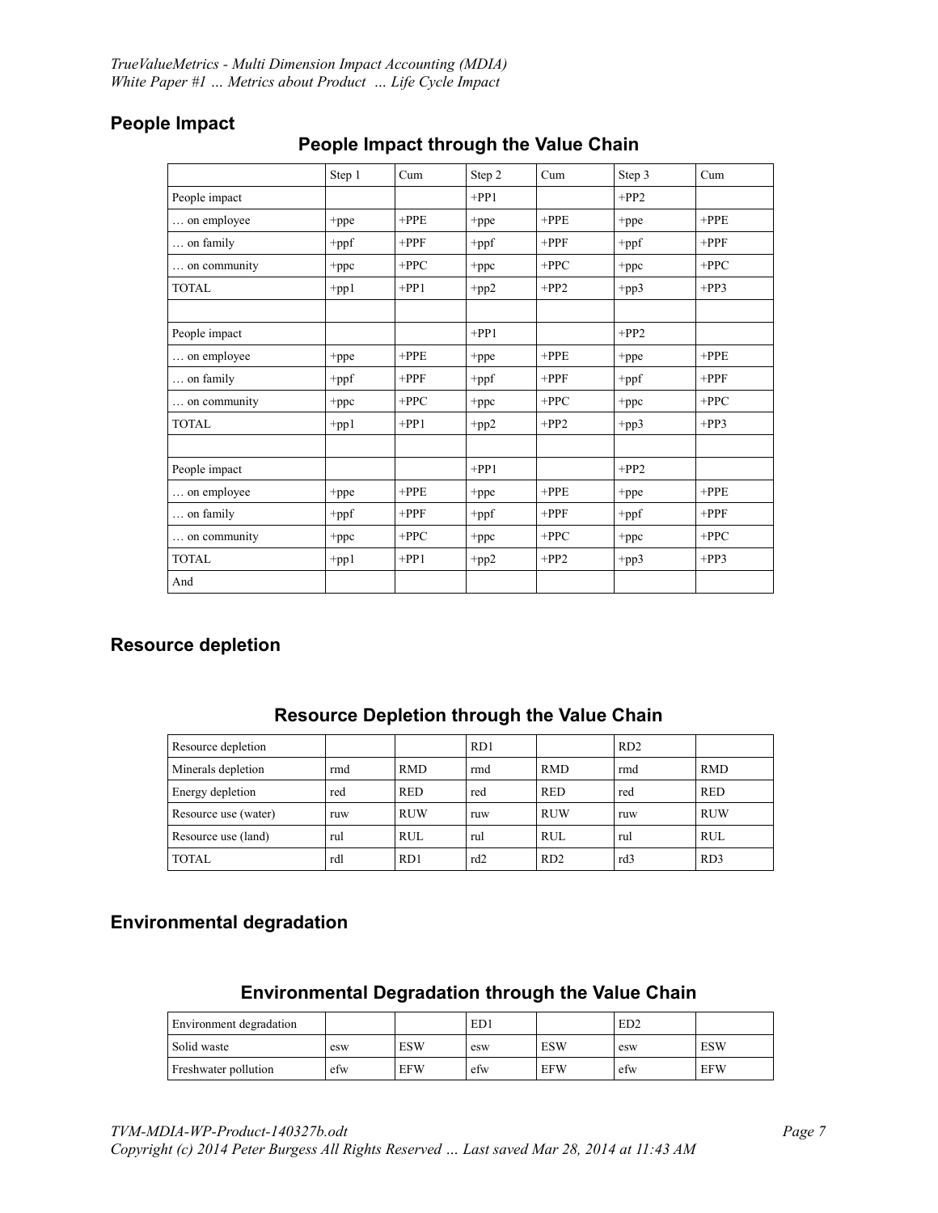## People Impact

### People Impact through the Value Chain

| | Step 1 | Cum | Step 2 | Cum | Step 3 | Cum |
|---|---|---|---|---|---|---|
| People impact | | | +PP1 | | +PP2 | |
| … on employee | +ppe | +PPE | +ppe | +PPE | +ppe | +PPE |
| … on family | +ppf | +PPF | +ppf | +PPF | +ppf | +PPF |
| … on community | +ppc | +PPC | +ppc | +PPC | +ppc | +PPC |
| TOTAL | +pp1 | +PP1 | +pp2 | +PP2 | +pp3 | +PP3 |
| | | | | | | |
| People impact | | | +PP1 | | +PP2 | |
| … on employee | +ppe | +PPE | +ppe | +PPE | +ppe | +PPE |
| … on family | +ppf | +PPF | +ppf | +PPF | +ppf | +PPF |
| … on community | +ppc | +PPC | +ppc | +PPC | +ppc | +PPC |
| TOTAL | +pp1 | +PP1 | +pp2 | +PP2 | +pp3 | +PP3 |
| | | | | | | |
| People impact | | | +PP1 | | +PP2 | |
| … on employee | +ppe | +PPE | +ppe | +PPE | +ppe | +PPE |
| … on family | +ppf | +PPF | +ppf | +PPF | +ppf | +PPF |
| … on community | +ppc | +PPC | +ppc | +PPC | +ppc | +PPC |
| TOTAL | +pp1 | +PP1 | +pp2 | +PP2 | +pp3 | +PP3 |
| And | | | | | | |

## Resource depletion

### Resource Depletion through the Value Chain

| Resource depletion | | | RD1 | | RD2 | |
|---|---|---|---|---|---|---|
| Minerals depletion | rmd | RMD | rmd | RMD | rmd | RMD |
| Energy depletion | red | RED | red | RED | red | RED |
| Resource use (water) | ruw | RUW | ruw | RUW | ruw | RUW |
| Resource use (land) | rul | RUL | rul | RUL | rul | RUL |
| TOTAL | rdl | RD1 | rd2 | RD2 | rd3 | RD3 |

## Environmental degradation

### Environmental Degradation through the Value Chain

| Environment degradation | | | ED1 | | ED2 | |
|---|---|---|---|---|---|---|
| Solid waste | esw | ESW | esw | ESW | esw | ESW |
| Freshwater pollution | efw | EFW | efw | EFW | efw | EFW |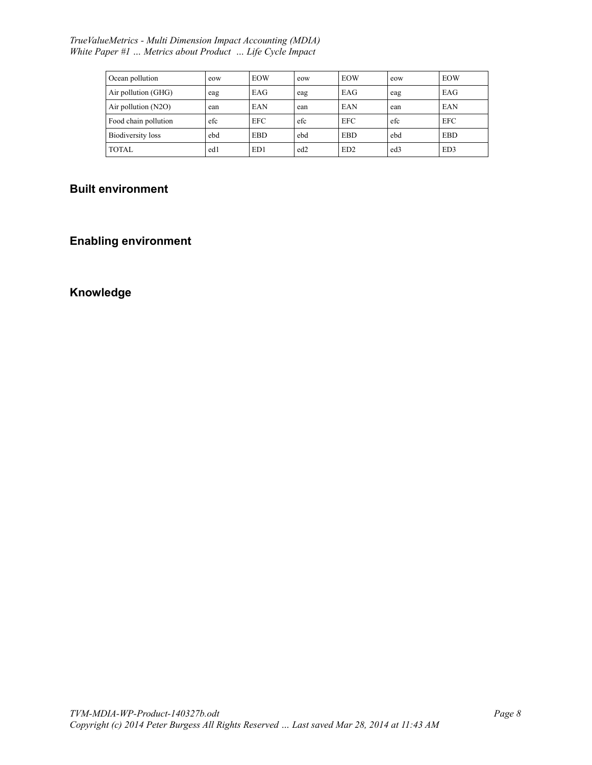| Ocean pollution | eow | EOW | eow | EOW | eow | EOW |
|---|---|---|---|---|---|---|
| Air pollution (GHG) | eag | EAG | eag | EAG | eag | EAG |
| Air pollution (N2O) | ean | EAN | ean | EAN | ean | EAN |
| Food chain pollution | efc | EFC | efc | EFC | efc | EFC |
| Biodiversity loss | ebd | EBD | ebd | EBD | ebd | EBD |
| TOTAL | ed1 | ED1 | ed2 | ED2 | ed3 | ED3 |

## Built environment

## Enabling environment

## Knowledge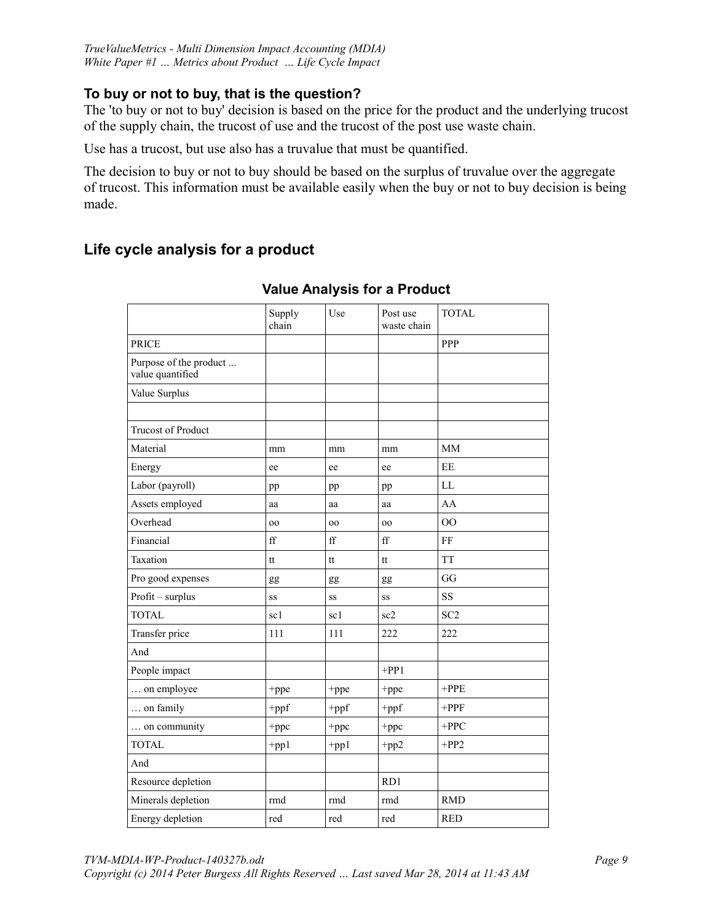### To buy or not to buy, that is the question?

The 'to buy or not to buy' decision is based on the price for the product and the underlying trucost of the supply chain, the trucost of use and the trucost of the post use waste chain.

Use has a trucost, but use also has a truvalue that must be quantified.

The decision to buy or not to buy should be based on the surplus of truvalue over the aggregate of trucost. This information must be available easily when the buy or not to buy decision is being made.

## Life cycle analysis for a product

**Value Analysis for a Product**

| | Supply chain | Use | Post use waste chain | TOTAL |
|---|---|---|---|---|
| PRICE | | | | PPP |
| Purpose of the product ... value quantified | | | | |
| Value Surplus | | | | |
| | | | | |
| Trucost of Product | | | | |
| Material | mm | mm | mm | MM |
| Energy | ee | ee | ee | EE |
| Labor (payroll) | pp | pp | pp | LL |
| Assets employed | aa | aa | aa | AA |
| Overhead | oo | oo | oo | OO |
| Financial | ff | ff | ff | FF |
| Taxation | tt | tt | tt | TT |
| Pro good expenses | gg | gg | gg | GG |
| Profit – surplus | ss | ss | ss | SS |
| TOTAL | sc1 | sc1 | sc2 | SC2 |
| Transfer price | 111 | 111 | 222 | 222 |
| And | | | | |
| People impact | | | +PP1 | |
| … on employee | +ppe | +ppe | +ppe | +PPE |
| … on family | +ppf | +ppf | +ppf | +PPF |
| … on community | +ppc | +ppc | +ppc | +PPC |
| TOTAL | +pp1 | +pp1 | +pp2 | +PP2 |
| And | | | | |
| Resource depletion | | | RD1 | |
| Minerals depletion | rmd | rmd | rmd | RMD |
| Energy depletion | red | red | red | RED |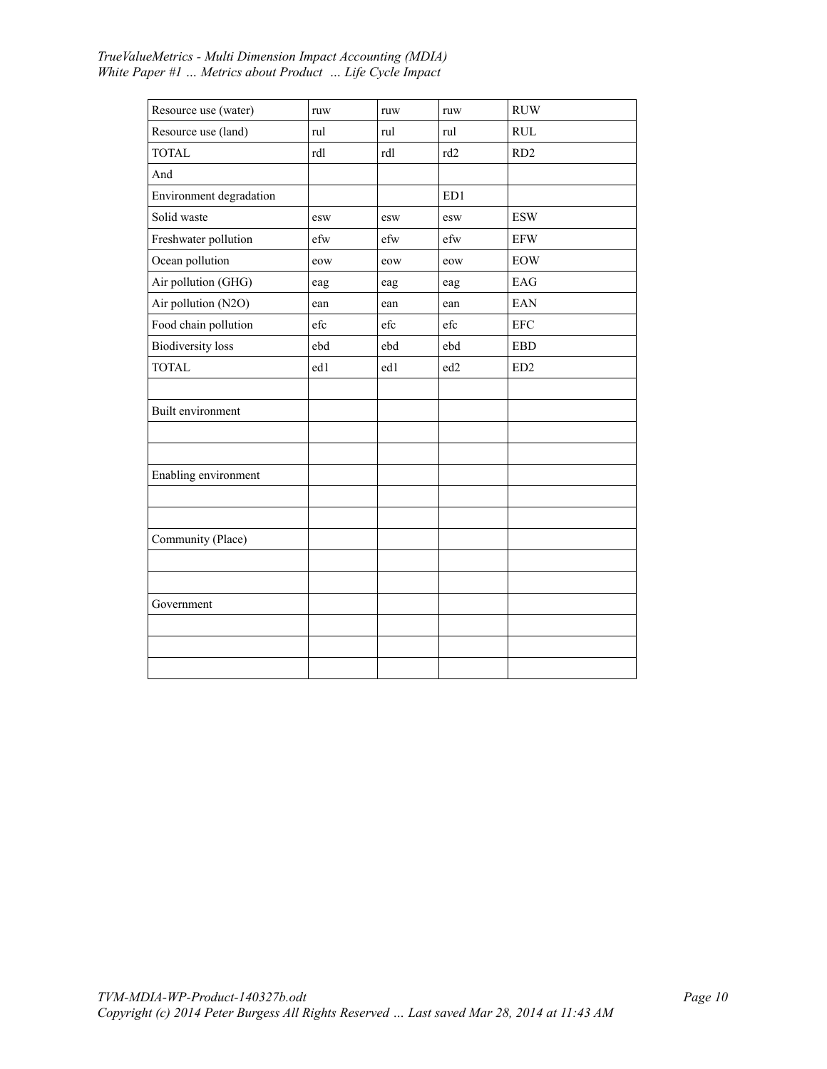| Resource use (water) | ruw | ruw | ruw | RUW |
|---|---|---|---|---|
| Resource use (land) | rul | rul | rul | RUL |
| TOTAL | rdl | rdl | rd2 | RD2 |
| And | | | | |
| Environment degradation | | | ED1 | |
| Solid waste | esw | esw | esw | ESW |
| Freshwater pollution | efw | efw | efw | EFW |
| Ocean pollution | eow | eow | eow | EOW |
| Air pollution (GHG) | eag | eag | eag | EAG |
| Air pollution (N2O) | ean | ean | ean | EAN |
| Food chain pollution | efc | efc | efc | EFC |
| Biodiversity loss | ebd | ebd | ebd | EBD |
| TOTAL | ed1 | ed1 | ed2 | ED2 |
| | | | | |
| Built environment | | | | |
| | | | | |
| | | | | |
| Enabling environment | | | | |
| | | | | |
| | | | | |
| Community (Place) | | | | |
| | | | | |
| | | | | |
| Government | | | | |
| | | | | |
| | | | | |
| | | | | |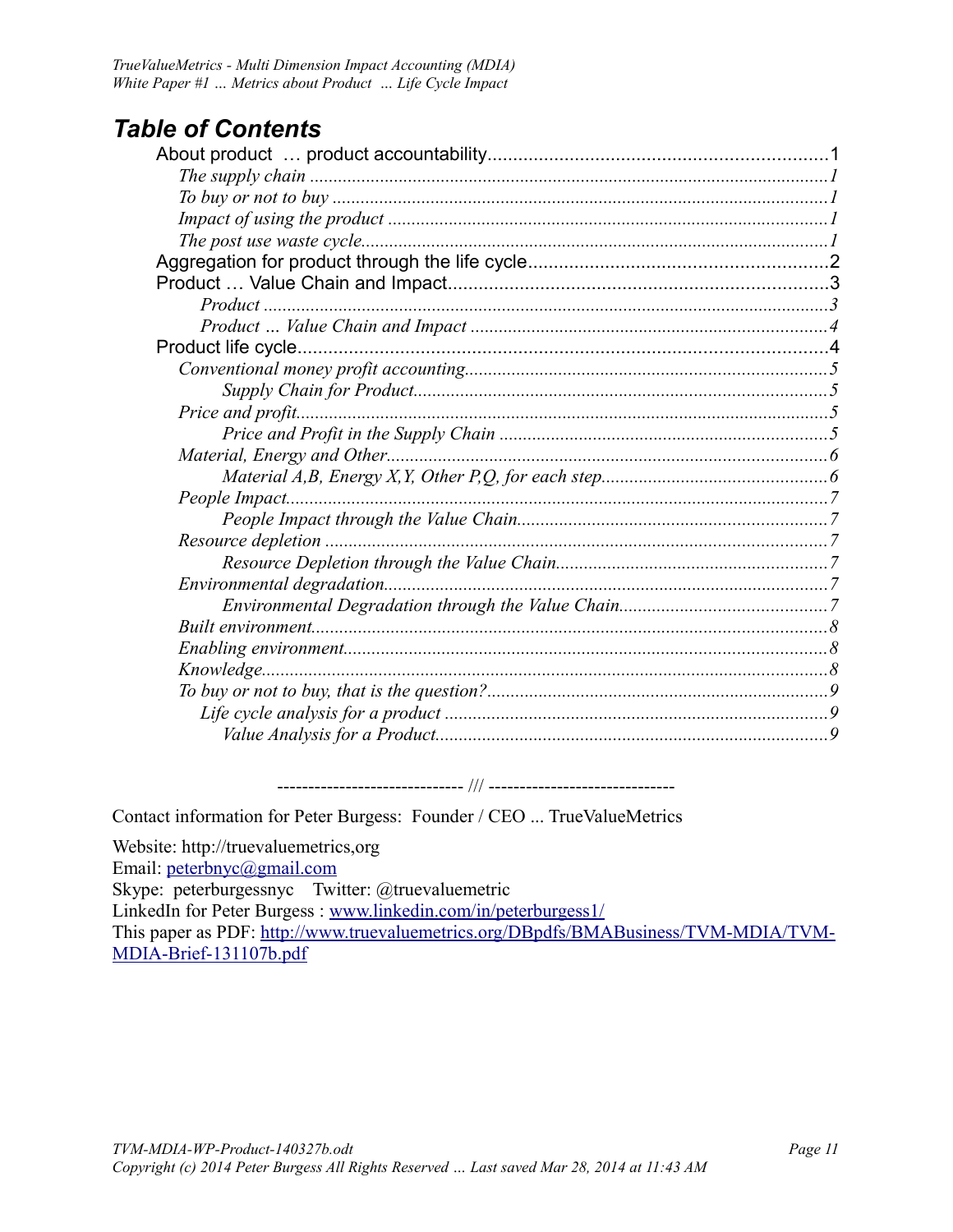# Table of Contents

About product … product accountability .......... 1
- *The supply chain* .......... 1
- *To buy or not to buy* .......... 1
- *Impact of using the product* .......... 1
- *The post use waste cycle* .......... 1

Aggregation for product through the life cycle .......... 2

Product … Value Chain and Impact .......... 3
- *Product* .......... 3
- *Product … Value Chain and Impact* .......... 4

Product life cycle .......... 4
- *Conventional money profit accounting* .......... 5
  - *Supply Chain for Product* .......... 5
- *Price and profit* .......... 5
  - *Price and Profit in the Supply Chain* .......... 5
- *Material, Energy and Other* .......... 6
  - *Material A,B, Energy X,Y, Other P,Q, for each step* .......... 6
- *People Impact* .......... 7
  - *People Impact through the Value Chain* .......... 7
- *Resource depletion* .......... 7
  - *Resource Depletion through the Value Chain* .......... 7
- *Environmental degradation* .......... 7
  - *Environmental Degradation through the Value Chain* .......... 7
- *Built environment* .......... 8
- *Enabling environment* .......... 8
- *Knowledge* .......... 8
- *To buy or not to buy, that is the question?* .......... 9
  - *Life cycle analysis for a product* .......... 9
    - *Value Analysis for a Product* .......... 9

----------------------------- /// -----------------------------

Contact information for Peter Burgess: Founder / CEO ... TrueValueMetrics

Website: http://truevaluemetrics,org
Email: peterbnyc@gmail.com
Skype: peterburgessnyc Twitter: @truevaluemetric
LinkedIn for Peter Burgess : www.linkedin.com/in/peterburgess1/
This paper as PDF: http://www.truevaluemetrics.org/DBpdfs/BMABusiness/TVM-MDIA/TVM-MDIA-Brief-131107b.pdf